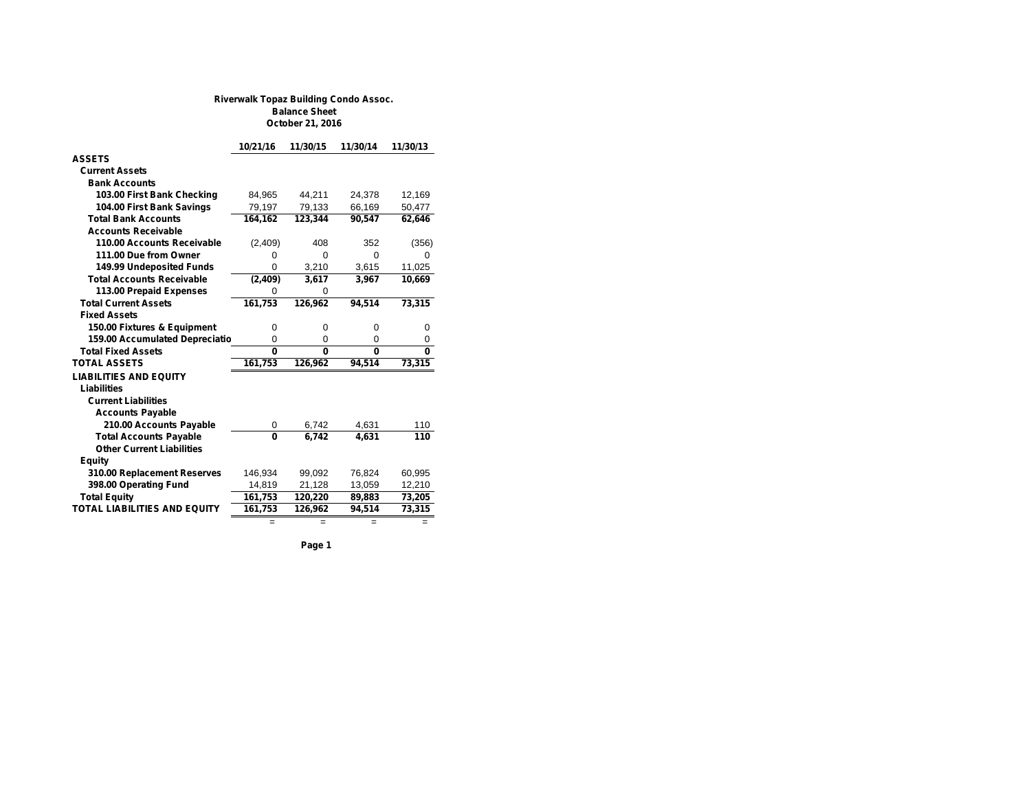**Riverwalk Topaz Building Condo Assoc.**
**Balance Sheet**
**October 21, 2016**

| | 10/21/16 | 11/30/15 | 11/30/14 | 11/30/13 |
|---|---|---|---|---|
| **ASSETS** | | | | |
| **Current Assets** | | | | |
| **Bank Accounts** | | | | |
| **103.00 First Bank Checking** | 84,965 | 44,211 | 24,378 | 12,169 |
| **104.00 First Bank Savings** | 79,197 | 79,133 | 66,169 | 50,477 |
| **Total Bank Accounts** | **164,162** | **123,344** | **90,547** | **62,646** |
| **Accounts Receivable** | | | | |
| **110.00 Accounts Receivable** | (2,409) | 408 | 352 | (356) |
| **111.00 Due from Owner** | 0 | 0 | 0 | 0 |
| **149.99 Undeposited Funds** | 0 | 3,210 | 3,615 | 11,025 |
| **Total Accounts Receivable** | **(2,409)** | **3,617** | **3,967** | **10,669** |
| **113.00 Prepaid Expenses** | 0 | 0 | | |
| **Total Current Assets** | **161,753** | **126,962** | **94,514** | **73,315** |
| **Fixed Assets** | | | | |
| **150.00 Fixtures & Equipment** | 0 | 0 | 0 | 0 |
| **159.00 Accumulated Depreciatio** | 0 | 0 | 0 | 0 |
| **Total Fixed Assets** | **0** | **0** | **0** | **0** |
| **TOTAL ASSETS** | **161,753** | **126,962** | **94,514** | **73,315** |
| **LIABILITIES AND EQUITY** | | | | |
| **Liabilities** | | | | |
| **Current Liabilities** | | | | |
| **Accounts Payable** | | | | |
| **210.00 Accounts Payable** | 0 | 6,742 | 4,631 | 110 |
| **Total Accounts Payable** | **0** | **6,742** | **4,631** | **110** |
| **Other Current Liabilities** | | | | |
| **Equity** | | | | |
| **310.00 Replacement Reserves** | 146,934 | 99,092 | 76,824 | 60,995 |
| **398.00 Operating Fund** | 14,819 | 21,128 | 13,059 | 12,210 |
| **Total Equity** | **161,753** | **120,220** | **89,883** | **73,205** |
| **TOTAL LIABILITIES AND EQUITY** | **161,753** | **126,962** | **94,514** | **73,315** |
| | = | = | = | = |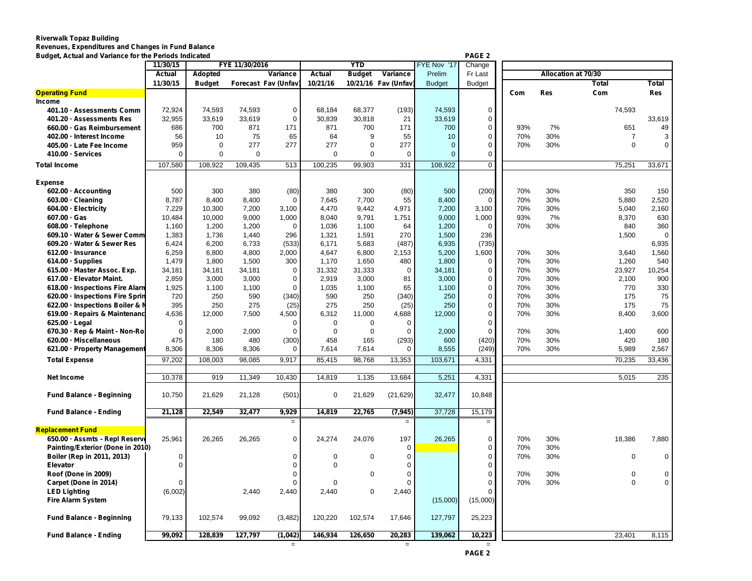**Riverwalk Topaz Building**
**Revenues, Expenditures and Changes in Fund Balance**
**Budget, Actual and Variance for the Periods Indicated**

| | 11/30/15 | FYE 11/30/2016 | | | YTD | | | FYE Nov '17 | Change | Allocation at 70/30 | | | |
|---|---|---|---|---|---|---|---|---|---|---|---|---|---|
| | Actual | Adopted | | Variance | Actual | Budget | Variance | Prelim | Fr Last | | | Total | Total |
| | 11/30/15 | Budget | Forecast | Fav (Unfav) | 10/21/16 | 10/21/16 | Fav (Unfav) | Budget | Budget | Com | Res | Com | Res |
| **Operating Fund** | | | | | | | | | | | | | |
| **Income** | | | | | | | | | | | | | |
| 401.10 · Assessments Comm | 72,924 | 74,593 | 74,593 | 0 | 68,184 | 68,377 | (193) | 74,593 | 0 | | | 74,593 | |
| 401.20 · Assessments Res | 32,955 | 33,619 | 33,619 | 0 | 30,839 | 30,818 | 21 | 33,619 | 0 | | | | 33,619 |
| 660.00 · Gas Reimbursement | 686 | 700 | 871 | 171 | 871 | 700 | 171 | 700 | 0 | 93% | 7% | 651 | 49 |
| 402.00 · Interest Income | 56 | 10 | 75 | 65 | 64 | 9 | 55 | 10 | 0 | 70% | 30% | 7 | 3 |
| 405.00 · Late Fee Income | 959 | 0 | 277 | 277 | 277 | 0 | 277 | 0 | 0 | 70% | 30% | 0 | 0 |
| 410.00 · Services | 0 | 0 | 0 | | 0 | 0 | 0 | 0 | 0 | | | | |
| **Total Income** | 107,580 | 108,922 | 109,435 | 513 | 100,235 | 99,903 | 331 | 108,922 | 0 | | | 75,251 | 33,671 |
| **Expense** | | | | | | | | | | | | | |
| 602.00 · Accounting | 500 | 300 | 380 | (80) | 380 | 300 | (80) | 500 | (200) | 70% | 30% | 350 | 150 |
| 603.00 · Cleaning | 8,787 | 8,400 | 8,400 | 0 | 7,645 | 7,700 | 55 | 8,400 | 0 | 70% | 30% | 5,880 | 2,520 |
| 604.00 · Electricity | 7,229 | 10,300 | 7,200 | 3,100 | 4,470 | 9,442 | 4,971 | 7,200 | 3,100 | 70% | 30% | 5,040 | 2,160 |
| 607.00 · Gas | 10,484 | 10,000 | 9,000 | 1,000 | 8,040 | 9,791 | 1,751 | 9,000 | 1,000 | 93% | 7% | 8,370 | 630 |
| 608.00 · Telephone | 1,160 | 1,200 | 1,200 | 0 | 1,036 | 1,100 | 64 | 1,200 | 0 | 70% | 30% | 840 | 360 |
| 609.10 · Water & Sewer Comm | 1,383 | 1,736 | 1,440 | 296 | 1,321 | 1,591 | 270 | 1,500 | 236 | | | 1,500 | 0 |
| 609.20 · Water & Sewer Res | 6,424 | 6,200 | 6,733 | (533) | 6,171 | 5,683 | (487) | 6,935 | (735) | | | | 6,935 |
| 612.00 · Insurance | 6,259 | 6,800 | 4,800 | 2,000 | 4,647 | 6,800 | 2,153 | 5,200 | 1,600 | 70% | 30% | 3,640 | 1,560 |
| 614.00 · Supplies | 1,479 | 1,800 | 1,500 | 300 | 1,170 | 1,650 | 480 | 1,800 | 0 | 70% | 30% | 1,260 | 540 |
| 615.00 · Master Assoc. Exp. | 34,181 | 34,181 | 34,181 | 0 | 31,332 | 31,333 | 0 | 34,181 | 0 | 70% | 30% | 23,927 | 10,254 |
| 617.00 · Elevator Maint. | 2,859 | 3,000 | 3,000 | 0 | 2,919 | 3,000 | 81 | 3,000 | 0 | 70% | 30% | 2,100 | 900 |
| 618.00 · Inspections Fire Alarm | 1,925 | 1,100 | 1,100 | 0 | 1,035 | 1,100 | 65 | 1,100 | 0 | 70% | 30% | 770 | 330 |
| 620.00 · Inspections Fire Sprin | 720 | 250 | 590 | (340) | 590 | 250 | (340) | 250 | 0 | 70% | 30% | 175 | 75 |
| 622.00 · Inspections Boiler & M | 395 | 250 | 275 | (25) | 275 | 250 | (25) | 250 | 0 | 70% | 30% | 175 | 75 |
| 619.00 · Repairs & Maintenanc | 4,636 | 12,000 | 7,500 | 4,500 | 6,312 | 11,000 | 4,688 | 12,000 | 0 | 70% | 30% | 8,400 | 3,600 |
| 625.00 · Legal | 0 | | | 0 | 0 | 0 | 0 | | 0 | | | | |
| 670.30 · Rep & Maint - Non-Ro | 0 | 2,000 | 2,000 | 0 | 0 | 0 | 0 | 2,000 | 0 | 70% | 30% | 1,400 | 600 |
| 620.00 · Miscellaneous | 475 | 180 | 480 | (300) | 458 | 165 | (293) | 600 | (420) | 70% | 30% | 420 | 180 |
| 621.00 · Property Management | 8,306 | 8,306 | 8,306 | 0 | 7,614 | 7,614 | 0 | 8,555 | (249) | 70% | 30% | 5,989 | 2,567 |
| **Total Expense** | 97,202 | 108,003 | 98,085 | 9,917 | 85,415 | 98,768 | 13,353 | 103,671 | 4,331 | | | 70,235 | 33,436 |
| **Net Income** | 10,378 | 919 | 11,349 | 10,430 | 14,819 | 1,135 | 13,684 | 5,251 | 4,331 | | | 5,015 | 235 |
| **Fund Balance - Beginning** | 10,750 | 21,629 | 21,128 | (501) | 0 | 21,629 | (21,629) | 32,477 | 10,848 | | | | |
| **Fund Balance - Ending** | **21,128** | **22,549** | **32,477** | **9,929** | **14,819** | **22,765** | **(7,945)** | 37,728 | 15,179 | | | | |
| **Replacement Fund** | | | | | | | | | | | | | |
| 650.00 · Assmts - Repl Reserve | 25,961 | 26,265 | 26,265 | 0 | 24,274 | 24,076 | 197 | 26,265 | 0 | 70% | 30% | 18,386 | 7,880 |
| Painting/Exterior (Done in 2010) | | | | | | | 0 | | 0 | 70% | 30% | | |
| Boiler (Rep in 2011, 2013) | 0 | | | 0 | 0 | 0 | 0 | | 0 | 70% | 30% | 0 | 0 |
| Elevator | 0 | | | 0 | 0 | | 0 | | 0 | | | | |
| Roof (Done in 2009) | | | | 0 | | 0 | 0 | | 0 | 70% | 30% | 0 | 0 |
| Carpet (Done in 2014) | 0 | | | 0 | 0 | | 0 | | 0 | 70% | 30% | 0 | 0 |
| LED Lighting | (6,002) | | 2,440 | 2,440 | 2,440 | 0 | 2,440 | | 0 | | | | |
| Fire Alarm System | | | | | | | | (15,000) | (15,000) | | | | |
| **Fund Balance - Beginning** | 79,133 | 102,574 | 99,092 | (3,482) | 120,220 | 102,574 | 17,646 | 127,797 | 25,223 | | | | |
| **Fund Balance - Ending** | **99,092** | **128,839** | **127,797** | **(1,042)** | **146,934** | **126,650** | **20,283** | **139,062** | **10,223** | | | 23,401 | 8,115 |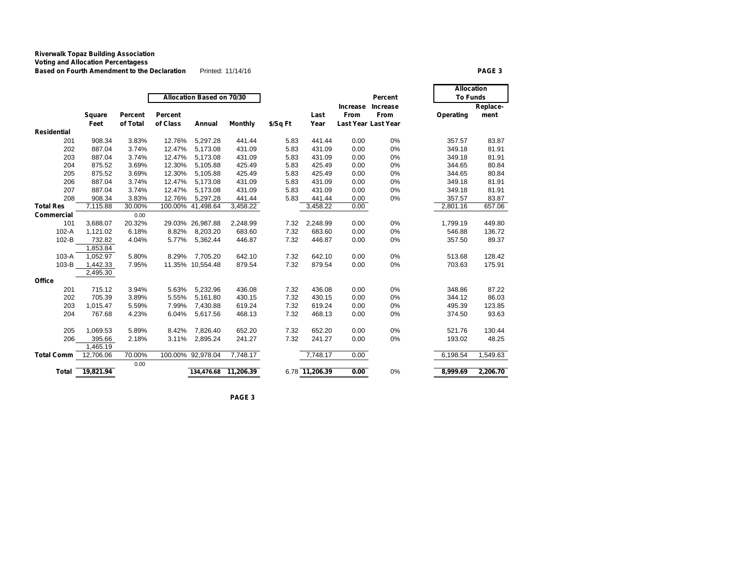**Riverwalk Topaz Building Association**
**Voting and Allocation Percentagess**
**Based on Fourth Amendment to the Declaration** Printed: 11/14/16

| | Square Feet | Percent of Total | Allocation Based on 70/30 Percent of Class | Annual | Monthly | $/Sq Ft | Last Year | Increase From Last Year | Percent Increase From Last Year | Allocation To Funds Operating | Replace-ment |
|---|---|---|---|---|---|---|---|---|---|---|---|
| **Residential** | | | | | | | | | | | |
| 201 | 908.34 | 3.83% | 12.76% | 5,297.28 | 441.44 | 5.83 | 441.44 | 0.00 | 0% | 357.57 | 83.87 |
| 202 | 887.04 | 3.74% | 12.47% | 5,173.08 | 431.09 | 5.83 | 431.09 | 0.00 | 0% | 349.18 | 81.91 |
| 203 | 887.04 | 3.74% | 12.47% | 5,173.08 | 431.09 | 5.83 | 431.09 | 0.00 | 0% | 349.18 | 81.91 |
| 204 | 875.52 | 3.69% | 12.30% | 5,105.88 | 425.49 | 5.83 | 425.49 | 0.00 | 0% | 344.65 | 80.84 |
| 205 | 875.52 | 3.69% | 12.30% | 5,105.88 | 425.49 | 5.83 | 425.49 | 0.00 | 0% | 344.65 | 80.84 |
| 206 | 887.04 | 3.74% | 12.47% | 5,173.08 | 431.09 | 5.83 | 431.09 | 0.00 | 0% | 349.18 | 81.91 |
| 207 | 887.04 | 3.74% | 12.47% | 5,173.08 | 431.09 | 5.83 | 431.09 | 0.00 | 0% | 349.18 | 81.91 |
| 208 | 908.34 | 3.83% | 12.76% | 5,297.28 | 441.44 | 5.83 | 441.44 | 0.00 | 0% | 357.57 | 83.87 |
| **Total Res** | 7,115.88 | 30.00% | 100.00% | 41,498.64 | 3,458.22 | | 3,458.22 | 0.00 | | 2,801.16 | 657.06 |
| **Commercial** | | 0.00 | | | | | | | | | |
| 101 | 3,688.07 | 20.32% | 29.03% | 26,987.88 | 2,248.99 | 7.32 | 2,248.99 | 0.00 | 0% | 1,799.19 | 449.80 |
| 102-A | 1,121.02 | 6.18% | 8.82% | 8,203.20 | 683.60 | 7.32 | 683.60 | 0.00 | 0% | 546.88 | 136.72 |
| 102-B | 732.82 | 4.04% | 5.77% | 5,362.44 | 446.87 | 7.32 | 446.87 | 0.00 | 0% | 357.50 | 89.37 |
| | 1,853.84 | | | | | | | | | | |
| 103-A | 1,052.97 | 5.80% | 8.29% | 7,705.20 | 642.10 | 7.32 | 642.10 | 0.00 | 0% | 513.68 | 128.42 |
| 103-B | 1,442.33 | 7.95% | 11.35% | 10,554.48 | 879.54 | 7.32 | 879.54 | 0.00 | 0% | 703.63 | 175.91 |
| | 2,495.30 | | | | | | | | | | |
| **Office** | | | | | | | | | | | |
| 201 | 715.12 | 3.94% | 5.63% | 5,232.96 | 436.08 | 7.32 | 436.08 | 0.00 | 0% | 348.86 | 87.22 |
| 202 | 705.39 | 3.89% | 5.55% | 5,161.80 | 430.15 | 7.32 | 430.15 | 0.00 | 0% | 344.12 | 86.03 |
| 203 | 1,015.47 | 5.59% | 7.99% | 7,430.88 | 619.24 | 7.32 | 619.24 | 0.00 | 0% | 495.39 | 123.85 |
| 204 | 767.68 | 4.23% | 6.04% | 5,617.56 | 468.13 | 7.32 | 468.13 | 0.00 | 0% | 374.50 | 93.63 |
| 205 | 1,069.53 | 5.89% | 8.42% | 7,826.40 | 652.20 | 7.32 | 652.20 | 0.00 | 0% | 521.76 | 130.44 |
| 206 | 395.66 | 2.18% | 3.11% | 2,895.24 | 241.27 | 7.32 | 241.27 | 0.00 | 0% | 193.02 | 48.25 |
| | 1,465.19 | | | | | | | | | | |
| **Total Comm** | 12,706.06 | 70.00% | 100.00% | 92,978.04 | 7,748.17 | | 7,748.17 | 0.00 | | 6,198.54 | 1,549.63 |
| | | 0.00 | | | | | | | | | |
| **Total** | **19,821.94** | | | **134,476.68** | **11,206.39** | 6.78 | **11,206.39** | **0.00** | 0% | **8,999.69** | **2,206.70** |